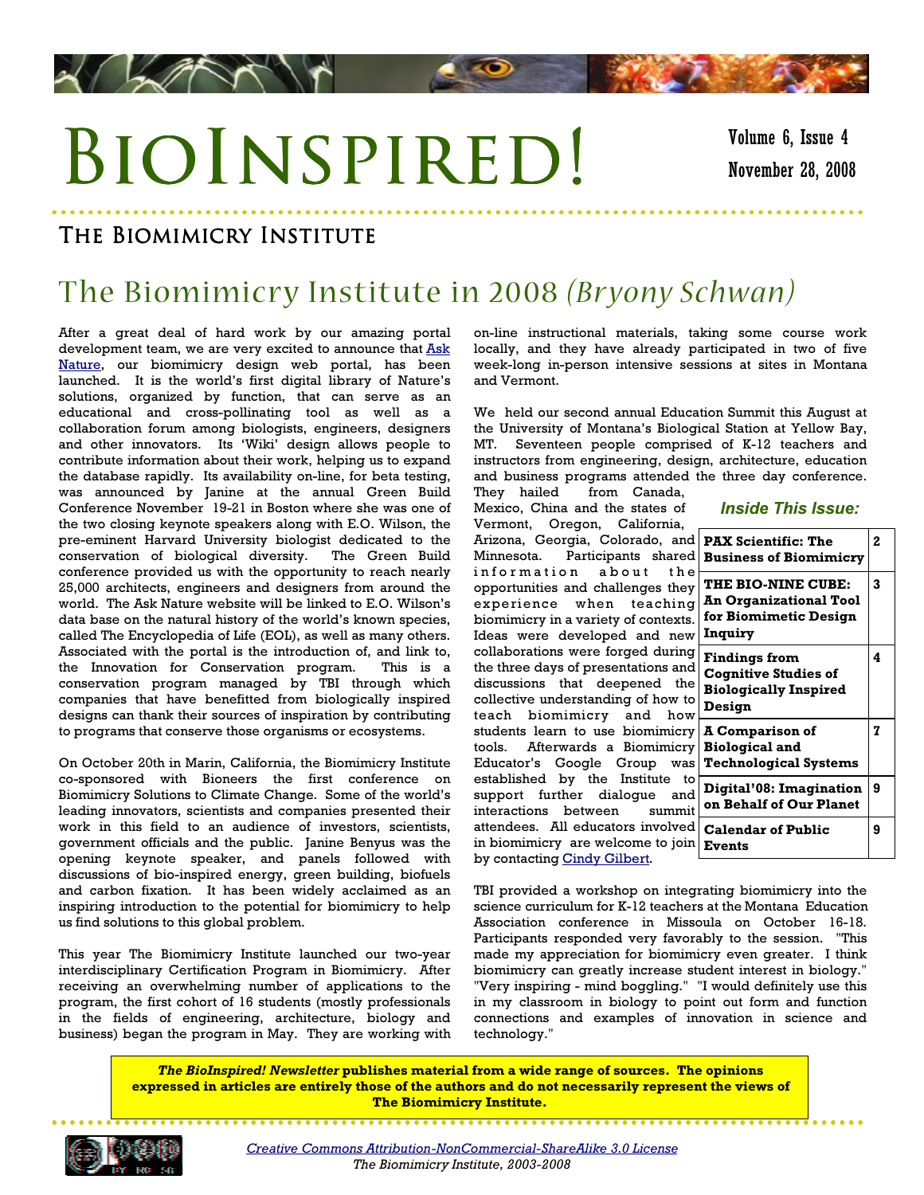# BioInspired!

Volume 6, Issue 4

November 28, 2008

## The Biomimicry Institute

## The Biomimicry Institute in 2008 *(Bryony Schwan)*

After a great deal of hard work by our amazing portal development team, we are very excited to announce that Ask Nature, our biomimicry design web portal, has been launched. It is the world's first digital library of Nature's solutions, organized by function, that can serve as an educational and cross-pollinating tool as well as a collaboration forum among biologists, engineers, designers and other innovators. Its 'Wiki' design allows people to contribute information about their work, helping us to expand the database rapidly. Its availability on-line, for beta testing, was announced by Janine at the annual Green Build Conference November 19-21 in Boston where she was one of the two closing keynote speakers along with E.O. Wilson, the pre-eminent Harvard University biologist dedicated to the conservation of biological diversity. The Green Build conference provided us with the opportunity to reach nearly 25,000 architects, engineers and designers from around the world. The Ask Nature website will be linked to E.O. Wilson's data base on the natural history of the world's known species, called The Encyclopedia of Life (EOL), as well as many others. Associated with the portal is the introduction of, and link to, the Innovation for Conservation program. This is a conservation program managed by TBI through which companies that have benefitted from biologically inspired designs can thank their sources of inspiration by contributing to programs that conserve those organisms or ecosystems.

On October 20th in Marin, California, the Biomimicry Institute co-sponsored with Bioneers the first conference on Biomimicry Solutions to Climate Change. Some of the world's leading innovators, scientists and companies presented their work in this field to an audience of investors, scientists, government officials and the public. Janine Benyus was the opening keynote speaker, and panels followed with discussions of bio-inspired energy, green building, biofuels and carbon fixation. It has been widely acclaimed as an inspiring introduction to the potential for biomimicry to help us find solutions to this global problem.

This year The Biomimicry Institute launched our two-year interdisciplinary Certification Program in Biomimicry. After receiving an overwhelming number of applications to the program, the first cohort of 16 students (mostly professionals in the fields of engineering, architecture, biology and business) began the program in May. They are working with on-line instructional materials, taking some course work locally, and they have already participated in two of five week-long in-person intensive sessions at sites in Montana and Vermont.

We held our second annual Education Summit this August at the University of Montana's Biological Station at Yellow Bay, MT. Seventeen people comprised of K-12 teachers and instructors from engineering, design, architecture, education and business programs attended the three day conference. They hailed from Canada, Mexico, China and the states of Vermont, Oregon, California, Arizona, Georgia, Colorado, and Minnesota. Participants shared information about the opportunities and challenges they experience when teaching biomimicry in a variety of contexts. Ideas were developed and new collaborations were forged during the three days of presentations and discussions that deepened the collective understanding of how to teach biomimicry and how students learn to use biomimicry tools. Afterwards a Biomimicry Educator's Google Group was established by the Institute to support further dialogue and interactions between summit attendees. All educators involved in biomimicry are welcome to join by contacting Cindy Gilbert.

***Inside This Issue:***

| | |
|---|---|
| **PAX Scientific: The Business of Biomimicry** | **2** |
| **THE BIO-NINE CUBE: An Organizational Tool for Biomimetic Design Inquiry** | **3** |
| **Findings from Cognitive Studies of Biologically Inspired Design** | **4** |
| **A Comparison of Biological and Technological Systems** | **7** |
| **Digital'08: Imagination on Behalf of Our Planet** | **9** |
| **Calendar of Public Events** | **9** |

TBI provided a workshop on integrating biomimicry into the science curriculum for K-12 teachers at the Montana Education Association conference in Missoula on October 16-18. Participants responded very favorably to the session. "This made my appreciation for biomimicry even greater. I think biomimicry can greatly increase student interest in biology." "Very inspiring - mind boggling." "I would definitely use this in my classroom in biology to point out form and function connections and examples of innovation in science and technology."

***The BioInspired! Newsletter* publishes material from a wide range of sources. The opinions expressed in articles are entirely those of the authors and do not necessarily represent the views of The Biomimicry Institute.**

*Creative Commons Attribution-NonCommercial-ShareAlike 3.0 License*

*The Biomimicry Institute, 2003-2008*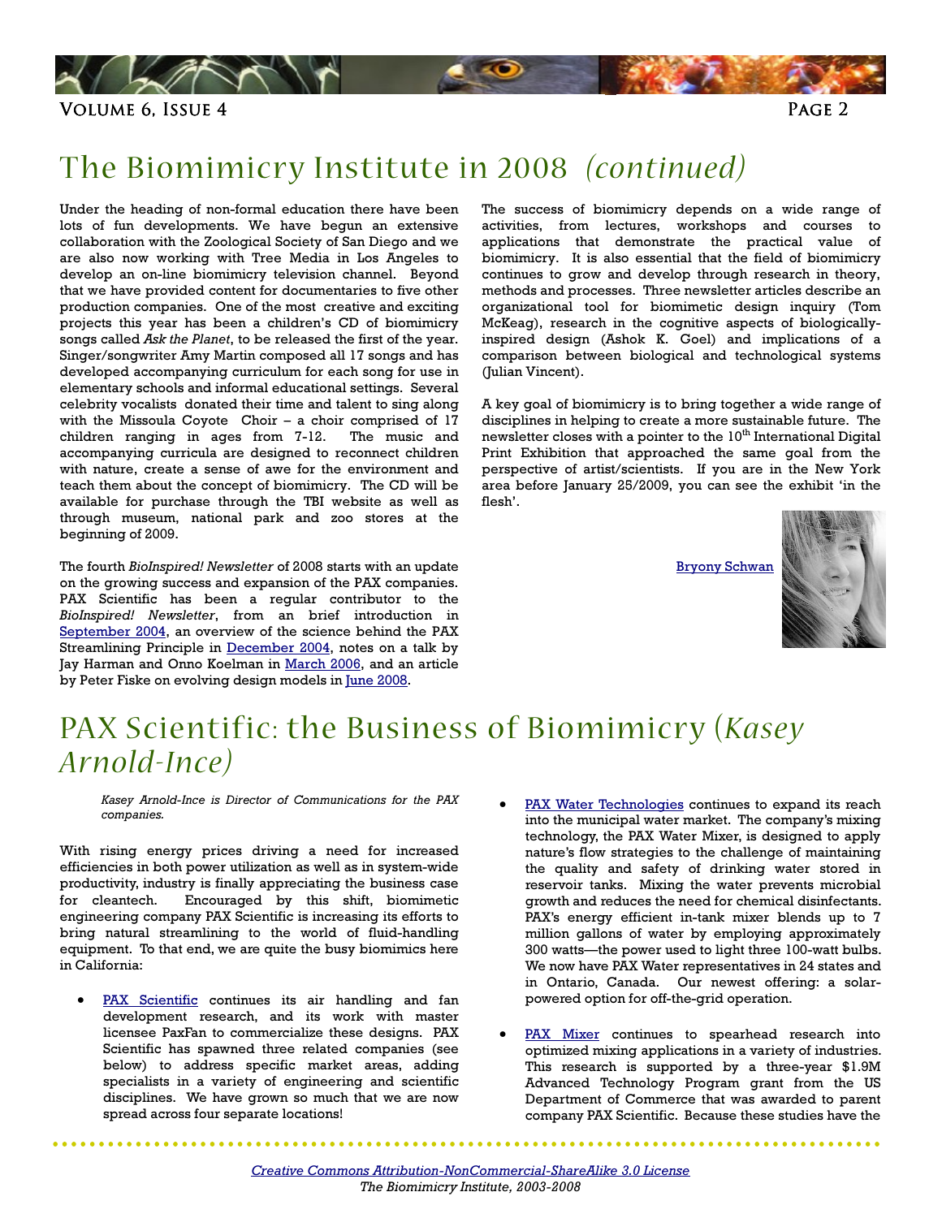# The Biomimicry Institute in 2008 *(continued)*

Under the heading of non-formal education there have been lots of fun developments. We have begun an extensive collaboration with the Zoological Society of San Diego and we are also now working with Tree Media in Los Angeles to develop an on-line biomimicry television channel. Beyond that we have provided content for documentaries to five other production companies. One of the most creative and exciting projects this year has been a children's CD of biomimicry songs called *Ask the Planet*, to be released the first of the year. Singer/songwriter Amy Martin composed all 17 songs and has developed accompanying curriculum for each song for use in elementary schools and informal educational settings. Several celebrity vocalists donated their time and talent to sing along with the Missoula Coyote Choir – a choir comprised of 17 children ranging in ages from 7-12. The music and accompanying curricula are designed to reconnect children with nature, create a sense of awe for the environment and teach them about the concept of biomimicry. The CD will be available for purchase through the TBI website as well as through museum, national park and zoo stores at the beginning of 2009.

The fourth *BioInspired! Newsletter* of 2008 starts with an update on the growing success and expansion of the PAX companies. PAX Scientific has been a regular contributor to the *BioInspired! Newsletter*, from an brief introduction in September 2004, an overview of the science behind the PAX Streamlining Principle in December 2004, notes on a talk by Jay Harman and Onno Koelman in March 2006, and an article by Peter Fiske on evolving design models in June 2008.

The success of biomimicry depends on a wide range of activities, from lectures, workshops and courses to applications that demonstrate the practical value of biomimicry. It is also essential that the field of biomimicry continues to grow and develop through research in theory, methods and processes. Three newsletter articles describe an organizational tool for biomimetic design inquiry (Tom McKeag), research in the cognitive aspects of biologically-inspired design (Ashok K. Goel) and implications of a comparison between biological and technological systems (Julian Vincent).

A key goal of biomimicry is to bring together a wide range of disciplines in helping to create a more sustainable future. The newsletter closes with a pointer to the 10th International Digital Print Exhibition that approached the same goal from the perspective of artist/scientists. If you are in the New York area before January 25/2009, you can see the exhibit 'in the flesh'.

Bryony Schwan

# PAX Scientific: the Business of Biomimicry (*Kasey Arnold-Ince*)

*Kasey Arnold-Ince is Director of Communications for the PAX companies.*

With rising energy prices driving a need for increased efficiencies in both power utilization as well as in system-wide productivity, industry is finally appreciating the business case for cleantech. Encouraged by this shift, biomimetic engineering company PAX Scientific is increasing its efforts to bring natural streamlining to the world of fluid-handling equipment. To that end, we are quite the busy biomimics here in California:

- PAX Scientific continues its air handling and fan development research, and its work with master licensee PaxFan to commercialize these designs. PAX Scientific has spawned three related companies (see below) to address specific market areas, adding specialists in a variety of engineering and scientific disciplines. We have grown so much that we are now spread across four separate locations!

- PAX Water Technologies continues to expand its reach into the municipal water market. The company's mixing technology, the PAX Water Mixer, is designed to apply nature's flow strategies to the challenge of maintaining the quality and safety of drinking water stored in reservoir tanks. Mixing the water prevents microbial growth and reduces the need for chemical disinfectants. PAX's energy efficient in-tank mixer blends up to 7 million gallons of water by employing approximately 300 watts—the power used to light three 100-watt bulbs. We now have PAX Water representatives in 24 states and in Ontario, Canada. Our newest offering: a solar-powered option for off-the-grid operation.

- PAX Mixer continues to spearhead research into optimized mixing applications in a variety of industries. This research is supported by a three-year $1.9M Advanced Technology Program grant from the US Department of Commerce that was awarded to parent company PAX Scientific. Because these studies have the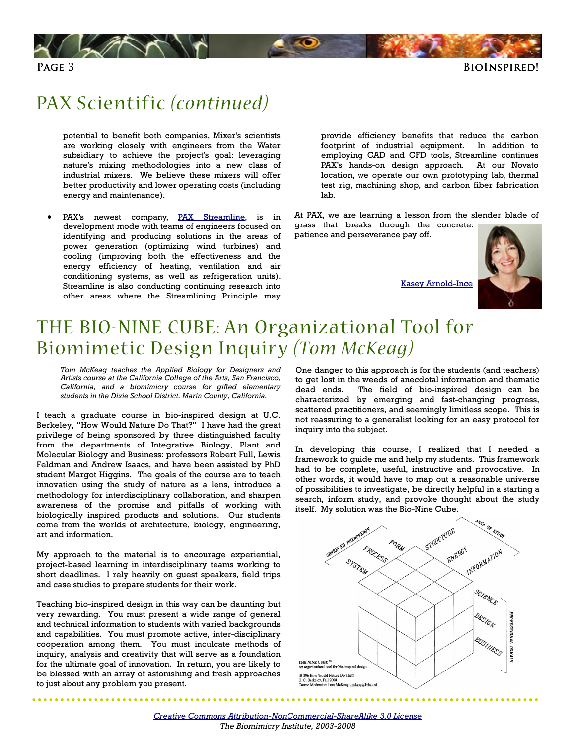# PAX Scientific *(continued)*

potential to benefit both companies, Mixer's scientists are working closely with engineers from the Water subsidiary to achieve the project's goal: leveraging nature's mixing methodologies into a new class of industrial mixers. We believe these mixers will offer better productivity and lower operating costs (including energy and maintenance).

- PAX's newest company, PAX Streamline, is in development mode with teams of engineers focused on identifying and producing solutions in the areas of power generation (optimizing wind turbines) and cooling (improving both the effectiveness and the energy efficiency of heating, ventilation and air conditioning systems, as well as refrigeration units). Streamline is also conducting continuing research into other areas where the Streamlining Principle may provide efficiency benefits that reduce the carbon footprint of industrial equipment. In addition to employing CAD and CFD tools, Streamline continues PAX's hands-on design approach. At our Novato location, we operate our own prototyping lab, thermal test rig, machining shop, and carbon fiber fabrication lab.

At PAX, we are learning a lesson from the slender blade of grass that breaks through the concrete: patience and perseverance pay off.

Kasey Arnold-Ince

# THE BIO-NINE CUBE: An Organizational Tool for Biomimetic Design Inquiry *(Tom McKeag)*

*Tom McKeag teaches the Applied Biology for Designers and Artists course at the California College of the Arts, San Francisco, California, and a biomimicry course for gifted elementary students in the Dixie School District, Marin County, California.*

I teach a graduate course in bio-inspired design at U.C. Berkeley, "How Would Nature Do That?" I have had the great privilege of being sponsored by three distinguished faculty from the departments of Integrative Biology, Plant and Molecular Biology and Business: professors Robert Full, Lewis Feldman and Andrew Isaacs, and have been assisted by PhD student Margot Higgins. The goals of the course are to teach innovation using the study of nature as a lens, introduce a methodology for interdisciplinary collaboration, and sharpen awareness of the promise and pitfalls of working with biologically inspired products and solutions. Our students come from the worlds of architecture, biology, engineering, art and information.

My approach to the material is to encourage experiential, project-based learning in interdisciplinary teams working to short deadlines. I rely heavily on guest speakers, field trips and case studies to prepare students for their work.

Teaching bio-inspired design in this way can be daunting but very rewarding. You must present a wide range of general and technical information to students with varied backgrounds and capabilities. You must promote active, inter-disciplinary cooperation among them. You must inculcate methods of inquiry, analysis and creativity that will serve as a foundation for the ultimate goal of innovation. In return, you are likely to be blessed with an array of astonishing and fresh approaches to just about any problem you present.

One danger to this approach is for the students (and teachers) to get lost in the weeds of anecdotal information and thematic dead ends. The field of bio-inspired design can be characterized by emerging and fast-changing progress, scattered practitioners, and seemingly limitless scope. This is not reassuring to a generalist looking for an easy protocol for inquiry into the subject.

In developing this course, I realized that I needed a framework to guide me and help my students. This framework had to be complete, useful, instructive and provocative. In other words, it would have to map out a reasonable universe of possibilities to investigate, be directly helpful in a starting a search, inform study, and provoke thought about the study itself. My solution was the Bio-Nine Cube.

OBSERVED PHENOMENON: FORM, PROCESS, SYSTEM
AREA OF STUDY: STRUCTURE, ENERGY, INFORMATION
PROFESSIONAL DOMAIN: SCIENCE, DESIGN, BUSINESS

THE NINE CUBE™
An organizational tool for bio-inspired design

IB 296 How Would Nature Do That?
U. C. Berkeley, Fall 2008
Course Moderator: Tom McKeag tmckeag@lvba.net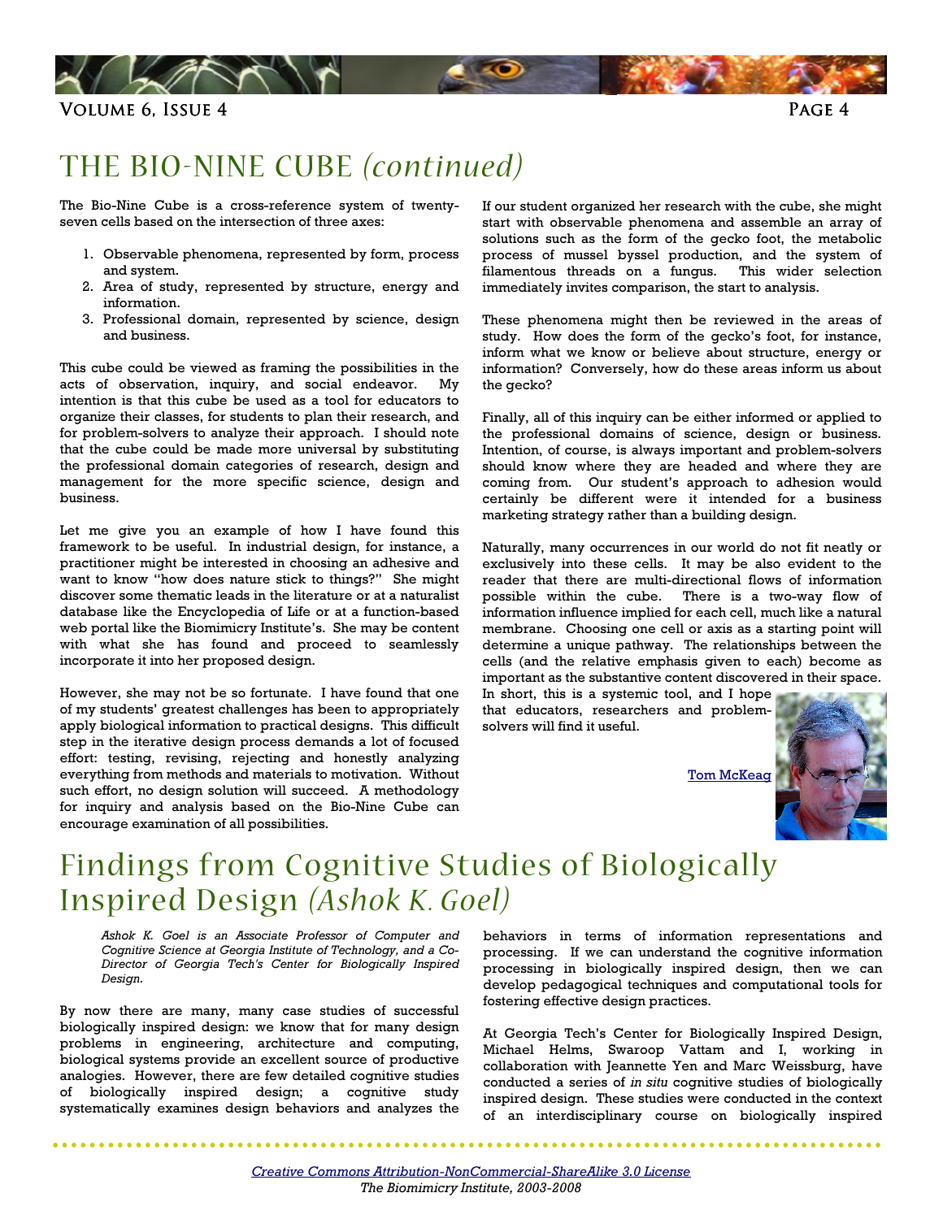# THE BIO-NINE CUBE *(continued)*

The Bio-Nine Cube is a cross-reference system of twenty-seven cells based on the intersection of three axes:

1. Observable phenomena, represented by form, process and system.
2. Area of study, represented by structure, energy and information.
3. Professional domain, represented by science, design and business.

This cube could be viewed as framing the possibilities in the acts of observation, inquiry, and social endeavor. My intention is that this cube be used as a tool for educators to organize their classes, for students to plan their research, and for problem-solvers to analyze their approach. I should note that the cube could be made more universal by substituting the professional domain categories of research, design and management for the more specific science, design and business.

Let me give you an example of how I have found this framework to be useful. In industrial design, for instance, a practitioner might be interested in choosing an adhesive and want to know "how does nature stick to things?" She might discover some thematic leads in the literature or at a naturalist database like the Encyclopedia of Life or at a function-based web portal like the Biomimicry Institute's. She may be content with what she has found and proceed to seamlessly incorporate it into her proposed design.

However, she may not be so fortunate. I have found that one of my students' greatest challenges has been to appropriately apply biological information to practical designs. This difficult step in the iterative design process demands a lot of focused effort: testing, revising, rejecting and honestly analyzing everything from methods and materials to motivation. Without such effort, no design solution will succeed. A methodology for inquiry and analysis based on the Bio-Nine Cube can encourage examination of all possibilities.

If our student organized her research with the cube, she might start with observable phenomena and assemble an array of solutions such as the form of the gecko foot, the metabolic process of mussel byssel production, and the system of filamentous threads on a fungus. This wider selection immediately invites comparison, the start to analysis.

These phenomena might then be reviewed in the areas of study. How does the form of the gecko's foot, for instance, inform what we know or believe about structure, energy or information? Conversely, how do these areas inform us about the gecko?

Finally, all of this inquiry can be either informed or applied to the professional domains of science, design or business. Intention, of course, is always important and problem-solvers should know where they are headed and where they are coming from. Our student's approach to adhesion would certainly be different were it intended for a business marketing strategy rather than a building design.

Naturally, many occurrences in our world do not fit neatly or exclusively into these cells. It may be also evident to the reader that there are multi-directional flows of information possible within the cube. There is a two-way flow of information influence implied for each cell, much like a natural membrane. Choosing one cell or axis as a starting point will determine a unique pathway. The relationships between the cells (and the relative emphasis given to each) become as important as the substantive content discovered in their space. In short, this is a systemic tool, and I hope that educators, researchers and problem-solvers will find it useful.

Tom McKeag

# Findings from Cognitive Studies of Biologically Inspired Design *(Ashok K. Goel)*

*Ashok K. Goel is an Associate Professor of Computer and Cognitive Science at Georgia Institute of Technology, and a Co-Director of Georgia Tech's Center for Biologically Inspired Design.*

By now there are many, many case studies of successful biologically inspired design: we know that for many design problems in engineering, architecture and computing, biological systems provide an excellent source of productive analogies. However, there are few detailed cognitive studies of biologically inspired design; a cognitive study systematically examines design behaviors and analyzes the behaviors in terms of information representations and processing. If we can understand the cognitive information processing in biologically inspired design, then we can develop pedagogical techniques and computational tools for fostering effective design practices.

At Georgia Tech's Center for Biologically Inspired Design, Michael Helms, Swaroop Vattam and I, working in collaboration with Jeannette Yen and Marc Weissburg, have conducted a series of *in situ* cognitive studies of biologically inspired design. These studies were conducted in the context of an interdisciplinary course on biologically inspired

*Creative Commons Attribution-NonCommercial-ShareAlike 3.0 License*
*The Biomimicry Institute, 2003-2008*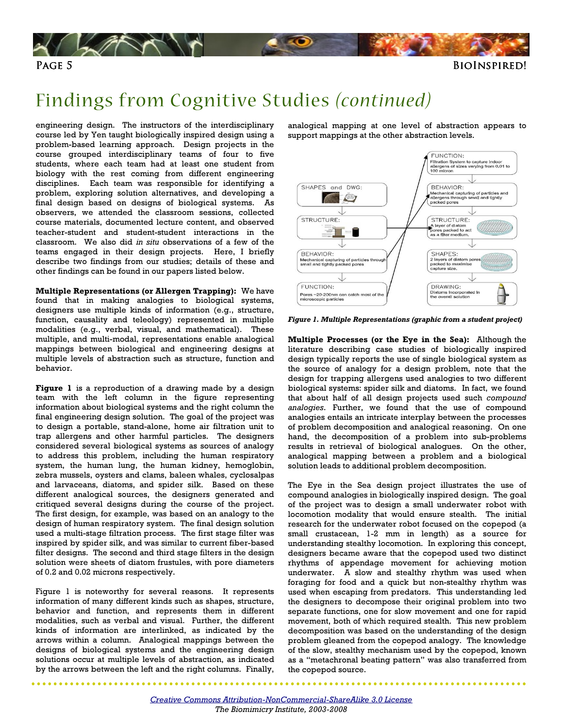# Findings from Cognitive Studies *(continued)*

engineering design. The instructors of the interdisciplinary course led by Yen taught biologically inspired design using a problem-based learning approach. Design projects in the course grouped interdisciplinary teams of four to five students, where each team had at least one student from biology with the rest coming from different engineering disciplines. Each team was responsible for identifying a problem, exploring solution alternatives, and developing a final design based on designs of biological systems. As observers, we attended the classroom sessions, collected course materials, documented lecture content, and observed teacher-student and student-student interactions in the classroom. We also did *in situ* observations of a few of the teams engaged in their design projects. Here, I briefly describe two findings from our studies; details of these and other findings can be found in our papers listed below.

**Multiple Representations (or Allergen Trapping):** We have found that in making analogies to biological systems, designers use multiple kinds of information (e.g., structure, function, causality and teleology) represented in multiple modalities (e.g., verbal, visual, and mathematical). These multiple, and multi-modal, representations enable analogical mappings between biological and engineering designs at multiple levels of abstraction such as structure, function and behavior.

**Figure 1** is a reproduction of a drawing made by a design team with the left column in the figure representing information about biological systems and the right column the final engineering design solution. The goal of the project was to design a portable, stand-alone, home air filtration unit to trap allergens and other harmful particles. The designers considered several biological systems as sources of analogy to address this problem, including the human respiratory system, the human lung, the human kidney, hemoglobin, zebra mussels, oysters and clams, baleen whales, cyclosalpas and larvaceans, diatoms, and spider silk. Based on these different analogical sources, the designers generated and critiqued several designs during the course of the project. The first design, for example, was based on an analogy to the design of human respiratory system. The final design solution used a multi-stage filtration process. The first stage filter was inspired by spider silk, and was similar to current fiber-based filter designs. The second and third stage filters in the design solution were sheets of diatom frustules, with pore diameters of 0.2 and 0.02 microns respectively.

Figure 1 is noteworthy for several reasons. It represents information of many different kinds such as shapes, structure, behavior and function, and represents them in different modalities, such as verbal and visual. Further, the different kinds of information are interlinked, as indicated by the arrows within a column. Analogical mappings between the designs of biological systems and the engineering design solutions occur at multiple levels of abstraction, as indicated by the arrows between the left and the right columns. Finally, analogical mapping at one level of abstraction appears to support mappings at the other abstraction levels.

*Figure 1. Multiple Representations (graphic from a student project)*

**Multiple Processes (or the Eye in the Sea):** Although the literature describing case studies of biologically inspired design typically reports the use of single biological system as the source of analogy for a design problem, note that the design for trapping allergens used analogies to two different biological systems: spider silk and diatoms. In fact, we found that about half of all design projects used such *compound analogies*. Further, we found that the use of compound analogies entails an intricate interplay between the processes of problem decomposition and analogical reasoning. On one hand, the decomposition of a problem into sub-problems results in retrieval of biological analogues. On the other, analogical mapping between a problem and a biological solution leads to additional problem decomposition.

The Eye in the Sea design project illustrates the use of compound analogies in biologically inspired design. The goal of the project was to design a small underwater robot with locomotion modality that would ensure stealth. The initial research for the underwater robot focused on the copepod (a small crustacean, 1-2 mm in length) as a source for understanding stealthy locomotion. In exploring this concept, designers became aware that the copepod used two distinct rhythms of appendage movement for achieving motion underwater. A slow and stealthy rhythm was used when foraging for food and a quick but non-stealthy rhythm was used when escaping from predators. This understanding led the designers to decompose their original problem into two separate functions, one for slow movement and one for rapid movement, both of which required stealth. This new problem decomposition was based on the understanding of the design problem gleaned from the copepod analogy. The knowledge of the slow, stealthy mechanism used by the copepod, known as a "metachronal beating pattern" was also transferred from the copepod source.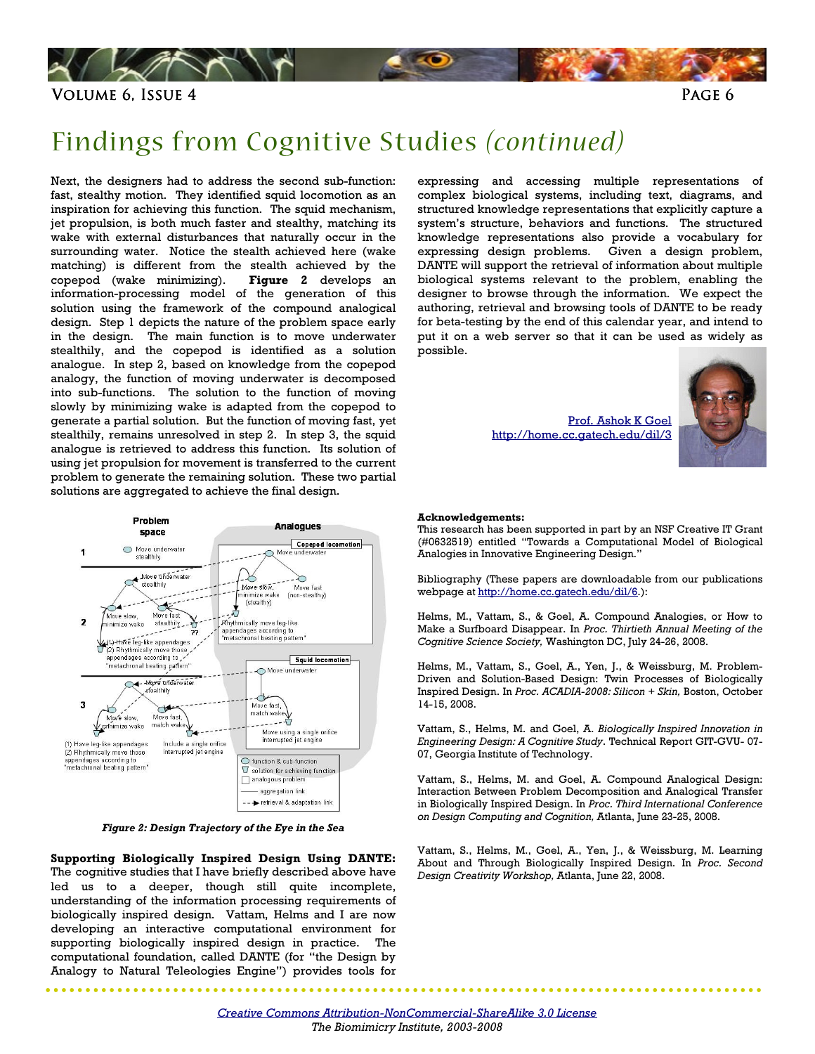# Findings from Cognitive Studies *(continued)*

Next, the designers had to address the second sub-function: fast, stealthy motion. They identified squid locomotion as an inspiration for achieving this function. The squid mechanism, jet propulsion, is both much faster and stealthy, matching its wake with external disturbances that naturally occur in the surrounding water. Notice the stealth achieved here (wake matching) is different from the stealth achieved by the copepod (wake minimizing). **Figure 2** develops an information-processing model of the generation of this solution using the framework of the compound analogical design. Step 1 depicts the nature of the problem space early in the design. The main function is to move underwater stealthily, and the copepod is identified as a solution analogue. In step 2, based on knowledge from the copepod analogy, the function of moving underwater is decomposed into sub-functions. The solution to the function of moving slowly by minimizing wake is adapted from the copepod to generate a partial solution. But the function of moving fast, yet stealthily, remains unresolved in step 2. In step 3, the squid analogue is retrieved to address this function. Its solution of using jet propulsion for movement is transferred to the current problem to generate the remaining solution. These two partial solutions are aggregated to achieve the final design.

*Figure 2: Design Trajectory of the Eye in the Sea*

**Supporting Biologically Inspired Design Using DANTE:** The cognitive studies that I have briefly described above have led us to a deeper, though still quite incomplete, understanding of the information processing requirements of biologically inspired design. Vattam, Helms and I are now developing an interactive computational environment for supporting biologically inspired design in practice. The computational foundation, called DANTE (for "the Design by Analogy to Natural Teleologies Engine") provides tools for expressing and accessing multiple representations of complex biological systems, including text, diagrams, and structured knowledge representations that explicitly capture a system's structure, behaviors and functions. The structured knowledge representations also provide a vocabulary for expressing design problems. Given a design problem, DANTE will support the retrieval of information about multiple biological systems relevant to the problem, enabling the designer to browse through the information. We expect the authoring, retrieval and browsing tools of DANTE to be ready for beta-testing by the end of this calendar year, and intend to put it on a web server so that it can be used as widely as possible.

Prof. Ashok K Goel
http://home.cc.gatech.edu/dil/3

**Acknowledgements:**
This research has been supported in part by an NSF Creative IT Grant (#0632519) entitled "Towards a Computational Model of Biological Analogies in Innovative Engineering Design."

Bibliography (These papers are downloadable from our publications webpage at http://home.cc.gatech.edu/dil/6.):

Helms, M., Vattam, S., & Goel, A. Compound Analogies, or How to Make a Surfboard Disappear. In *Proc. Thirtieth Annual Meeting of the Cognitive Science Society,* Washington DC, July 24-26, 2008.

Helms, M., Vattam, S., Goel, A., Yen, J., & Weissburg, M. Problem-Driven and Solution-Based Design: Twin Processes of Biologically Inspired Design. In *Proc. ACADIA-2008: Silicon + Skin,* Boston, October 14-15, 2008.

Vattam, S., Helms, M. and Goel, A. *Biologically Inspired Innovation in Engineering Design: A Cognitive Study*. Technical Report GIT-GVU- 07-07, Georgia Institute of Technology.

Vattam, S., Helms, M. and Goel, A. Compound Analogical Design: Interaction Between Problem Decomposition and Analogical Transfer in Biologically Inspired Design. In *Proc. Third International Conference on Design Computing and Cognition,* Atlanta, June 23-25, 2008.

Vattam, S., Helms, M., Goel, A., Yen, J., & Weissburg, M. Learning About and Through Biologically Inspired Design. In *Proc. Second Design Creativity Workshop,* Atlanta, June 22, 2008.

*Creative Commons Attribution-NonCommercial-ShareAlike 3.0 License*
*The Biomimicry Institute, 2003-2008*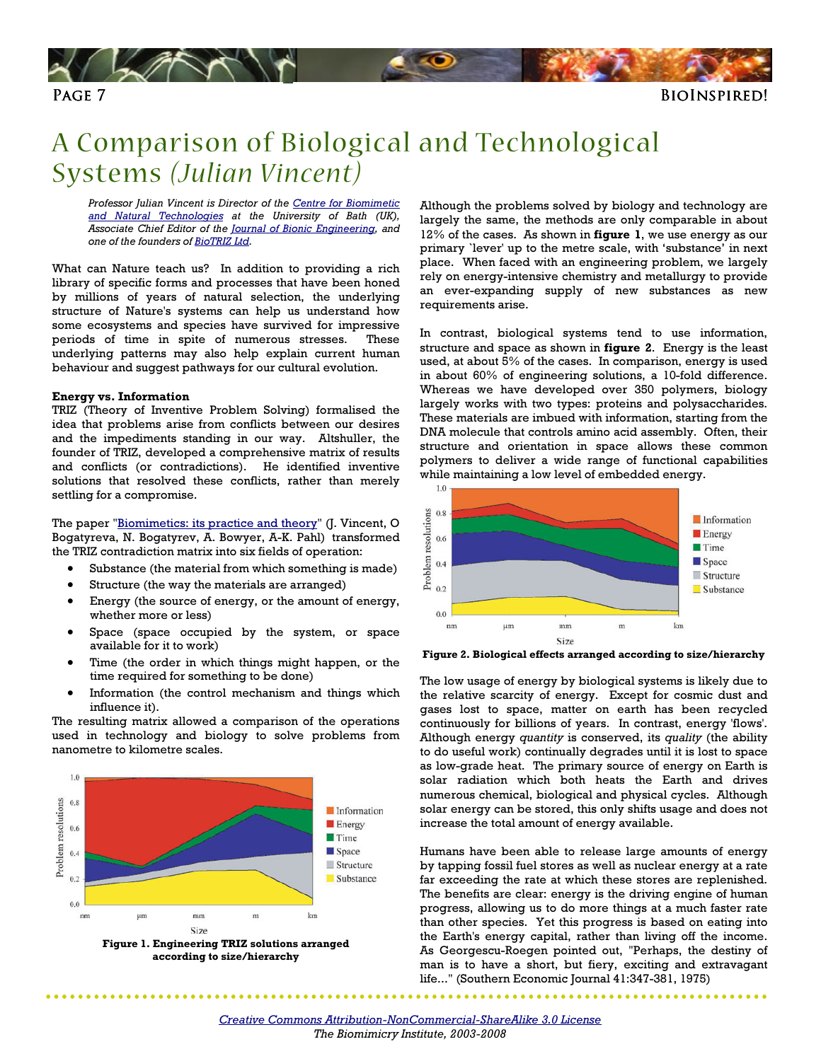# A Comparison of Biological and Technological Systems *(Julian Vincent)*

*Professor Julian Vincent is Director of the Centre for Biomimetic and Natural Technologies at the University of Bath (UK), Associate Chief Editor of the Journal of Bionic Engineering, and one of the founders of BioTRIZ Ltd.*

What can Nature teach us? In addition to providing a rich library of specific forms and processes that have been honed by millions of years of natural selection, the underlying structure of Nature's systems can help us understand how some ecosystems and species have survived for impressive periods of time in spite of numerous stresses. These underlying patterns may also help explain current human behaviour and suggest pathways for our cultural evolution.

**Energy vs. Information**

TRIZ (Theory of Inventive Problem Solving) formalised the idea that problems arise from conflicts between our desires and the impediments standing in our way. Altshuller, the founder of TRIZ, developed a comprehensive matrix of results and conflicts (or contradictions). He identified inventive solutions that resolved these conflicts, rather than merely settling for a compromise.

The paper "Biomimetics: its practice and theory" (J. Vincent, O Bogatyreva, N. Bogatyrev, A. Bowyer, A-K. Pahl) transformed the TRIZ contradiction matrix into six fields of operation:

- Substance (the material from which something is made)
- Structure (the way the materials are arranged)
- Energy (the source of energy, or the amount of energy, whether more or less)
- Space (space occupied by the system, or space available for it to work)
- Time (the order in which things might happen, or the time required for something to be done)
- Information (the control mechanism and things which influence it).

The resulting matrix allowed a comparison of the operations used in technology and biology to solve problems from nanometre to kilometre scales.

**Figure 1. Engineering TRIZ solutions arranged according to size/hierarchy**

Although the problems solved by biology and technology are largely the same, the methods are only comparable in about 12% of the cases. As shown in **figure 1**, we use energy as our primary `lever' up to the metre scale, with 'substance' in next place. When faced with an engineering problem, we largely rely on energy-intensive chemistry and metallurgy to provide an ever-expanding supply of new substances as new requirements arise.

In contrast, biological systems tend to use information, structure and space as shown in **figure 2**. Energy is the least used, at about 5% of the cases. In comparison, energy is used in about 60% of engineering solutions, a 10-fold difference. Whereas we have developed over 350 polymers, biology largely works with two types: proteins and polysaccharides. These materials are imbued with information, starting from the DNA molecule that controls amino acid assembly. Often, their structure and orientation in space allows these common polymers to deliver a wide range of functional capabilities while maintaining a low level of embedded energy.

**Figure 2. Biological effects arranged according to size/hierarchy**

The low usage of energy by biological systems is likely due to the relative scarcity of energy. Except for cosmic dust and gases lost to space, matter on earth has been recycled continuously for billions of years. In contrast, energy 'flows'. Although energy *quantity* is conserved, its *quality* (the ability to do useful work) continually degrades until it is lost to space as low-grade heat. The primary source of energy on Earth is solar radiation which both heats the Earth and drives numerous chemical, biological and physical cycles. Although solar energy can be stored, this only shifts usage and does not increase the total amount of energy available.

Humans have been able to release large amounts of energy by tapping fossil fuel stores as well as nuclear energy at a rate far exceeding the rate at which these stores are replenished. The benefits are clear: energy is the driving engine of human progress, allowing us to do more things at a much faster rate than other species. Yet this progress is based on eating into the Earth's energy capital, rather than living off the income. As Georgescu-Roegen pointed out, "Perhaps, the destiny of man is to have a short, but fiery, exciting and extravagant life..." (Southern Economic Journal 41:347-381, 1975)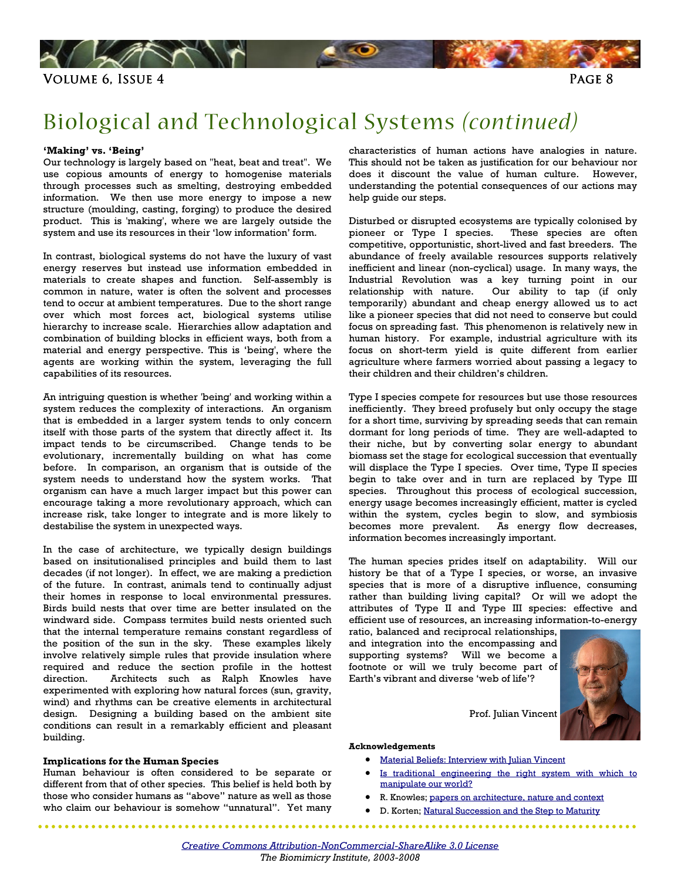# Biological and Technological Systems *(continued)*

**'Making' vs. 'Being'**

Our technology is largely based on "heat, beat and treat". We use copious amounts of energy to homogenise materials through processes such as smelting, destroying embedded information. We then use more energy to impose a new structure (moulding, casting, forging) to produce the desired product. This is 'making', where we are largely outside the system and use its resources in their 'low information' form.

In contrast, biological systems do not have the luxury of vast energy reserves but instead use information embedded in materials to create shapes and function. Self-assembly is common in nature, water is often the solvent and processes tend to occur at ambient temperatures. Due to the short range over which most forces act, biological systems utilise hierarchy to increase scale. Hierarchies allow adaptation and combination of building blocks in efficient ways, both from a material and energy perspective. This is 'being', where the agents are working within the system, leveraging the full capabilities of its resources.

An intriguing question is whether 'being' and working within a system reduces the complexity of interactions. An organism that is embedded in a larger system tends to only concern itself with those parts of the system that directly affect it. Its impact tends to be circumscribed. Change tends to be evolutionary, incrementally building on what has come before. In comparison, an organism that is outside of the system needs to understand how the system works. That organism can have a much larger impact but this power can encourage taking a more revolutionary approach, which can increase risk, take longer to integrate and is more likely to destabilise the system in unexpected ways.

In the case of architecture, we typically design buildings based on insitutionalised principles and build them to last decades (if not longer). In effect, we are making a prediction of the future. In contrast, animals tend to continually adjust their homes in response to local environmental pressures. Birds build nests that over time are better insulated on the windward side. Compass termites build nests oriented such that the internal temperature remains constant regardless of the position of the sun in the sky. These examples likely involve relatively simple rules that provide insulation where required and reduce the section profile in the hottest direction. Architects such as Ralph Knowles have experimented with exploring how natural forces (sun, gravity, wind) and rhythms can be creative elements in architectural design. Designing a building based on the ambient site conditions can result in a remarkably efficient and pleasant building.

**Implications for the Human Species**

Human behaviour is often considered to be separate or different from that of other species. This belief is held both by those who consider humans as "above" nature as well as those who claim our behaviour is somehow "unnatural". Yet many characteristics of human actions have analogies in nature. This should not be taken as justification for our behaviour nor does it discount the value of human culture. However, understanding the potential consequences of our actions may help guide our steps.

Disturbed or disrupted ecosystems are typically colonised by pioneer or Type I species. These species are often competitive, opportunistic, short-lived and fast breeders. The abundance of freely available resources supports relatively inefficient and linear (non-cyclical) usage. In many ways, the Industrial Revolution was a key turning point in our relationship with nature. Our ability to tap (if only temporarily) abundant and cheap energy allowed us to act like a pioneer species that did not need to conserve but could focus on spreading fast. This phenomenon is relatively new in human history. For example, industrial agriculture with its focus on short-term yield is quite different from earlier agriculture where farmers worried about passing a legacy to their children and their children's children.

Type I species compete for resources but use those resources inefficiently. They breed profusely but only occupy the stage for a short time, surviving by spreading seeds that can remain dormant for long periods of time. They are well-adapted to their niche, but by converting solar energy to abundant biomass set the stage for ecological succession that eventually will displace the Type I species. Over time, Type II species begin to take over and in turn are replaced by Type III species. Throughout this process of ecological succession, energy usage becomes increasingly efficient, matter is cycled within the system, cycles begin to slow, and symbiosis becomes more prevalent. As energy flow decreases, information becomes increasingly important.

The human species prides itself on adaptability. Will our history be that of a Type I species, or worse, an invasive species that is more of a disruptive influence, consuming rather than building living capital? Or will we adopt the attributes of Type II and Type III species: effective and efficient use of resources, an increasing information-to-energy ratio, balanced and reciprocal relationships, and integration into the encompassing and supporting systems? Will we become a footnote or will we truly become part of Earth's vibrant and diverse 'web of life'?

Prof. Julian Vincent

**Acknowledgements**

- Material Beliefs: Interview with Julian Vincent
- Is traditional engineering the right system with which to manipulate our world?
- R. Knowles; papers on architecture, nature and context
- D. Korten; Natural Succession and the Step to Maturity

*Creative Commons Attribution-NonCommercial-ShareAlike 3.0 License*
*The Biomimicry Institute, 2003-2008*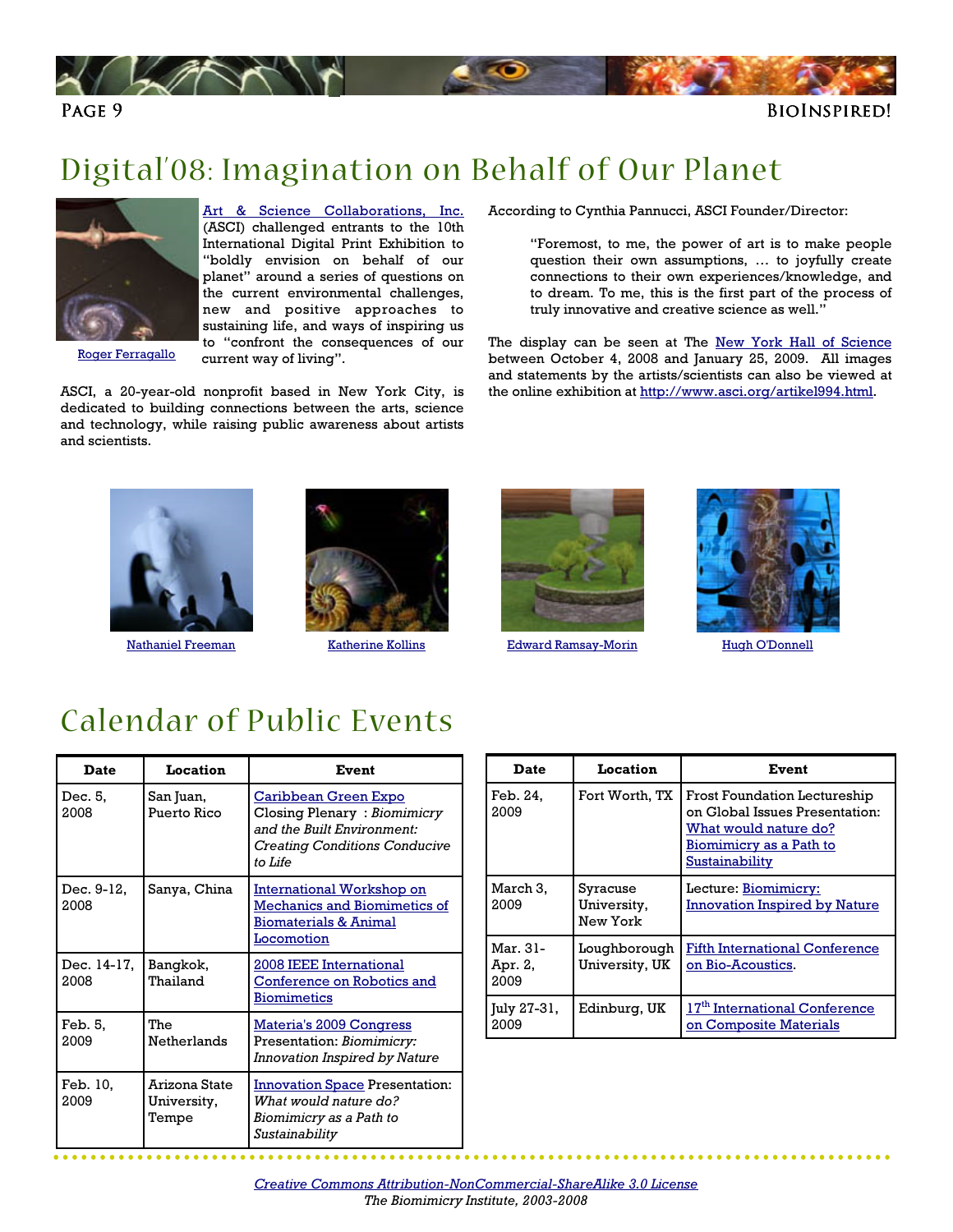# Digital'08: Imagination on Behalf of Our Planet

Roger Ferragallo

Art & Science Collaborations, Inc. (ASCI) challenged entrants to the 10th International Digital Print Exhibition to "boldly envision on behalf of our planet" around a series of questions on the current environmental challenges, new and positive approaches to sustaining life, and ways of inspiring us to "confront the consequences of our current way of living".

ASCI, a 20-year-old nonprofit based in New York City, is dedicated to building connections between the arts, science and technology, while raising public awareness about artists and scientists.

According to Cynthia Pannucci, ASCI Founder/Director:

> "Foremost, to me, the power of art is to make people question their own assumptions, ... to joyfully create connections to their own experiences/knowledge, and to dream. To me, this is the first part of the process of truly innovative and creative science as well."

The display can be seen at The New York Hall of Science between October 4, 2008 and January 25, 2009. All images and statements by the artists/scientists can also be viewed at the online exhibition at http://www.asci.org/artikel994.html.

Nathaniel Freeman

Katherine Kollins

Edward Ramsay-Morin

Hugh O'Donnell

# Calendar of Public Events

| Date | Location | Event |
| --- | --- | --- |
| Dec. 5, 2008 | San Juan, Puerto Rico | Caribbean Green Expo Closing Plenary : *Biomimicry and the Built Environment: Creating Conditions Conducive to Life* |
| Dec. 9-12, 2008 | Sanya, China | International Workshop on Mechanics and Biomimetics of Biomaterials & Animal Locomotion |
| Dec. 14-17, 2008 | Bangkok, Thailand | 2008 IEEE International Conference on Robotics and Biomimetics |
| Feb. 5, 2009 | The Netherlands | Materia's 2009 Congress Presentation: *Biomimicry: Innovation Inspired by Nature* |
| Feb. 10, 2009 | Arizona State University, Tempe | Innovation Space Presentation: *What would nature do? Biomimicry as a Path to Sustainability* |
| Feb. 24, 2009 | Fort Worth, TX | Frost Foundation Lectureship on Global Issues Presentation: What would nature do? Biomimicry as a Path to Sustainability |
| March 3, 2009 | Syracuse University, New York | Lecture: Biomimicry: Innovation Inspired by Nature |
| Mar. 31-Apr. 2, 2009 | Loughborough University, UK | Fifth International Conference on Bio-Acoustics. |
| July 27-31, 2009 | Edinburg, UK | 17th International Conference on Composite Materials |

*Creative Commons Attribution-NonCommercial-ShareAlike 3.0 License*
*The Biomimicry Institute, 2003-2008*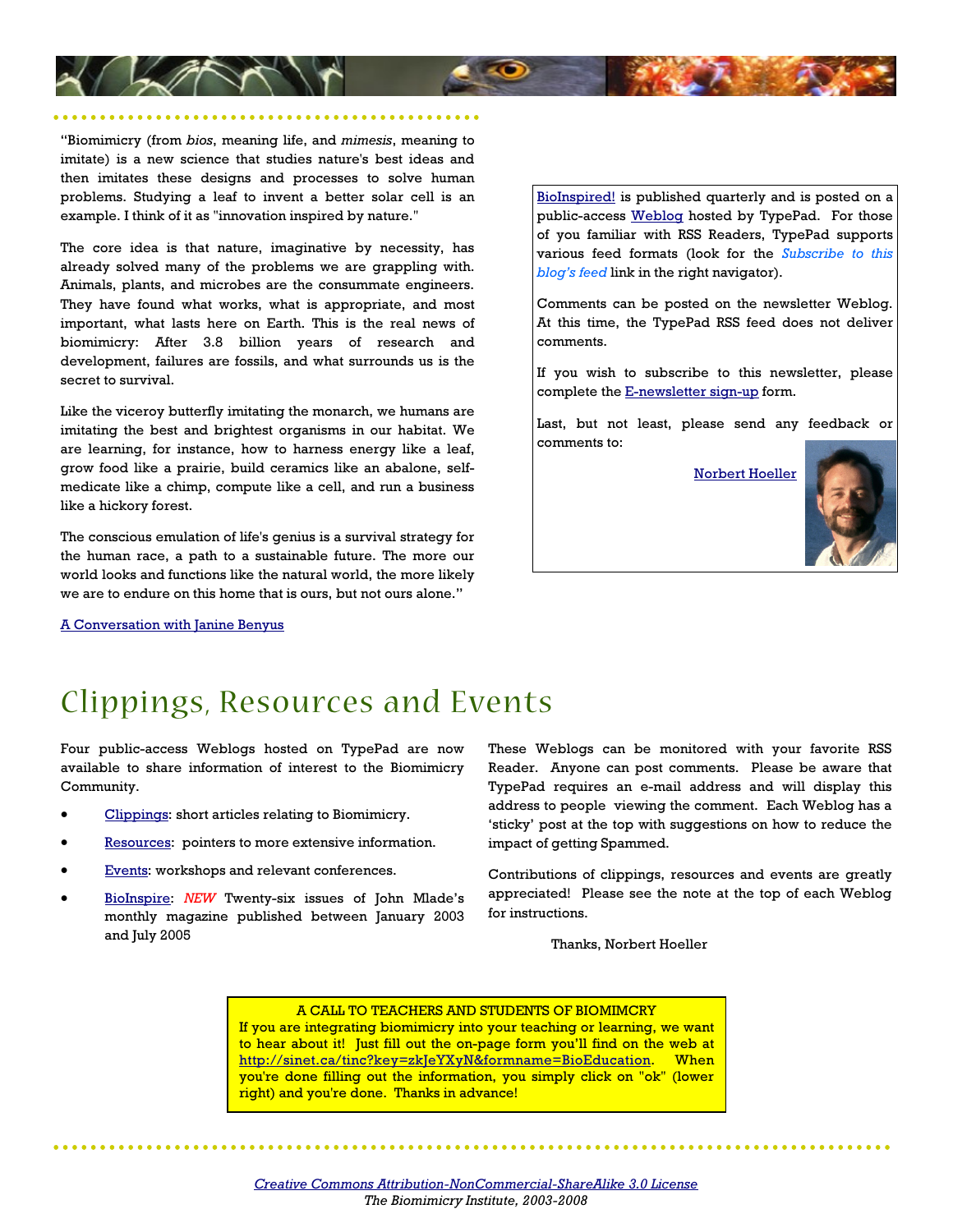"Biomimicry (from *bios*, meaning life, and *mimesis*, meaning to imitate) is a new science that studies nature's best ideas and then imitates these designs and processes to solve human problems. Studying a leaf to invent a better solar cell is an example. I think of it as "innovation inspired by nature."

The core idea is that nature, imaginative by necessity, has already solved many of the problems we are grappling with. Animals, plants, and microbes are the consummate engineers. They have found what works, what is appropriate, and most important, what lasts here on Earth. This is the real news of biomimicry: After 3.8 billion years of research and development, failures are fossils, and what surrounds us is the secret to survival.

Like the viceroy butterfly imitating the monarch, we humans are imitating the best and brightest organisms in our habitat. We are learning, for instance, how to harness energy like a leaf, grow food like a prairie, build ceramics like an abalone, self-medicate like a chimp, compute like a cell, and run a business like a hickory forest.

The conscious emulation of life's genius is a survival strategy for the human race, a path to a sustainable future. The more our world looks and functions like the natural world, the more likely we are to endure on this home that is ours, but not ours alone."

A Conversation with Janine Benyus

BioInspired! is published quarterly and is posted on a public-access Weblog hosted by TypePad. For those of you familiar with RSS Readers, TypePad supports various feed formats (look for the *Subscribe to this blog's feed* link in the right navigator).

Comments can be posted on the newsletter Weblog. At this time, the TypePad RSS feed does not deliver comments.

If you wish to subscribe to this newsletter, please complete the E-newsletter sign-up form.

Last, but not least, please send any feedback or comments to:

Norbert Hoeller

# Clippings, Resources and Events

Four public-access Weblogs hosted on TypePad are now available to share information of interest to the Biomimicry Community.

- Clippings: short articles relating to Biomimicry.
- Resources: pointers to more extensive information.
- Events: workshops and relevant conferences.
- BioInspire: *NEW* Twenty-six issues of John Mlade's monthly magazine published between January 2003 and July 2005

These Weblogs can be monitored with your favorite RSS Reader. Anyone can post comments. Please be aware that TypePad requires an e-mail address and will display this address to people viewing the comment. Each Weblog has a 'sticky' post at the top with suggestions on how to reduce the impact of getting Spammed.

Contributions of clippings, resources and events are greatly appreciated! Please see the note at the top of each Weblog for instructions.

Thanks, Norbert Hoeller

A CALL TO TEACHERS AND STUDENTS OF BIOMIMCRY

If you are integrating biomimicry into your teaching or learning, we want to hear about it! Just fill out the on-page form you'll find on the web at http://sinet.ca/tinc?key=zkJeYXyN&formname=BioEducation. When you're done filling out the information, you simply click on "ok" (lower right) and you're done. Thanks in advance!

*Creative Commons Attribution-NonCommercial-ShareAlike 3.0 License*

*The Biomimicry Institute, 2003-2008*